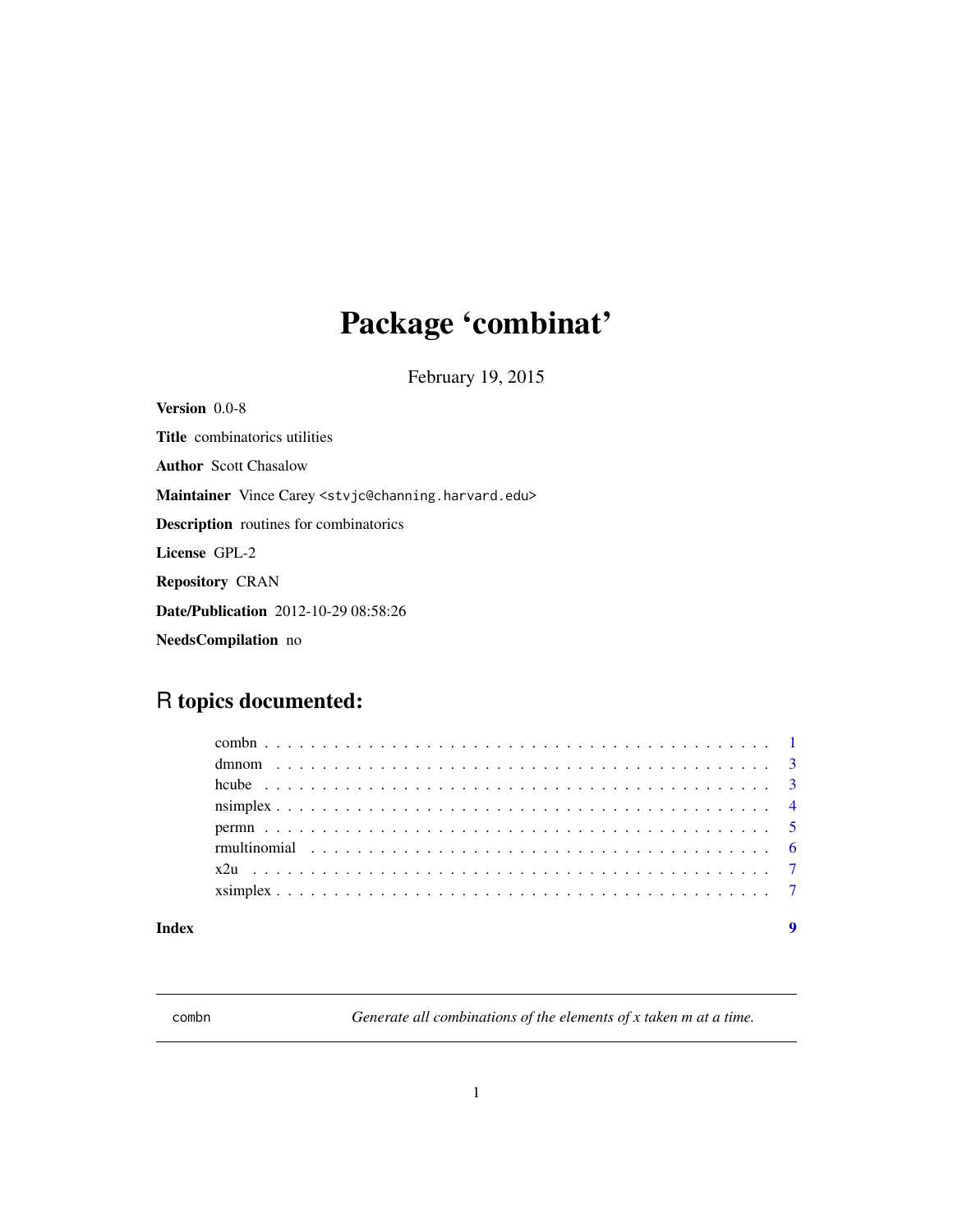# Package 'combinat'

February 19, 2015

**Version** 0.0-8

**Title** combinatorics utilities

**Author** Scott Chasalow

**Maintainer** Vince Carey <stvjc@channing.harvard.edu>

**Description** routines for combinatorics

**License** GPL-2

**Repository** CRAN

**Date/Publication** 2012-10-29 08:58:26

**NeedsCompilation** no

## R topics documented:

- combn . . . . . . . . . . . . . . . . . . . . . . . . . . . . . . . . . . . . . . . . . . . 1
- dmnom . . . . . . . . . . . . . . . . . . . . . . . . . . . . . . . . . . . . . . . . . . . 3
- hcube . . . . . . . . . . . . . . . . . . . . . . . . . . . . . . . . . . . . . . . . . . . 3
- nsimplex . . . . . . . . . . . . . . . . . . . . . . . . . . . . . . . . . . . . . . . . . . 4
- permn . . . . . . . . . . . . . . . . . . . . . . . . . . . . . . . . . . . . . . . . . . . 5
- rmultinomial . . . . . . . . . . . . . . . . . . . . . . . . . . . . . . . . . . . . . . . 6
- x2u . . . . . . . . . . . . . . . . . . . . . . . . . . . . . . . . . . . . . . . . . . . . 7
- xsimplex . . . . . . . . . . . . . . . . . . . . . . . . . . . . . . . . . . . . . . . . . . 7

**Index** 9

---

`combn` *Generate all combinations of the elements of x taken m at a time.*

---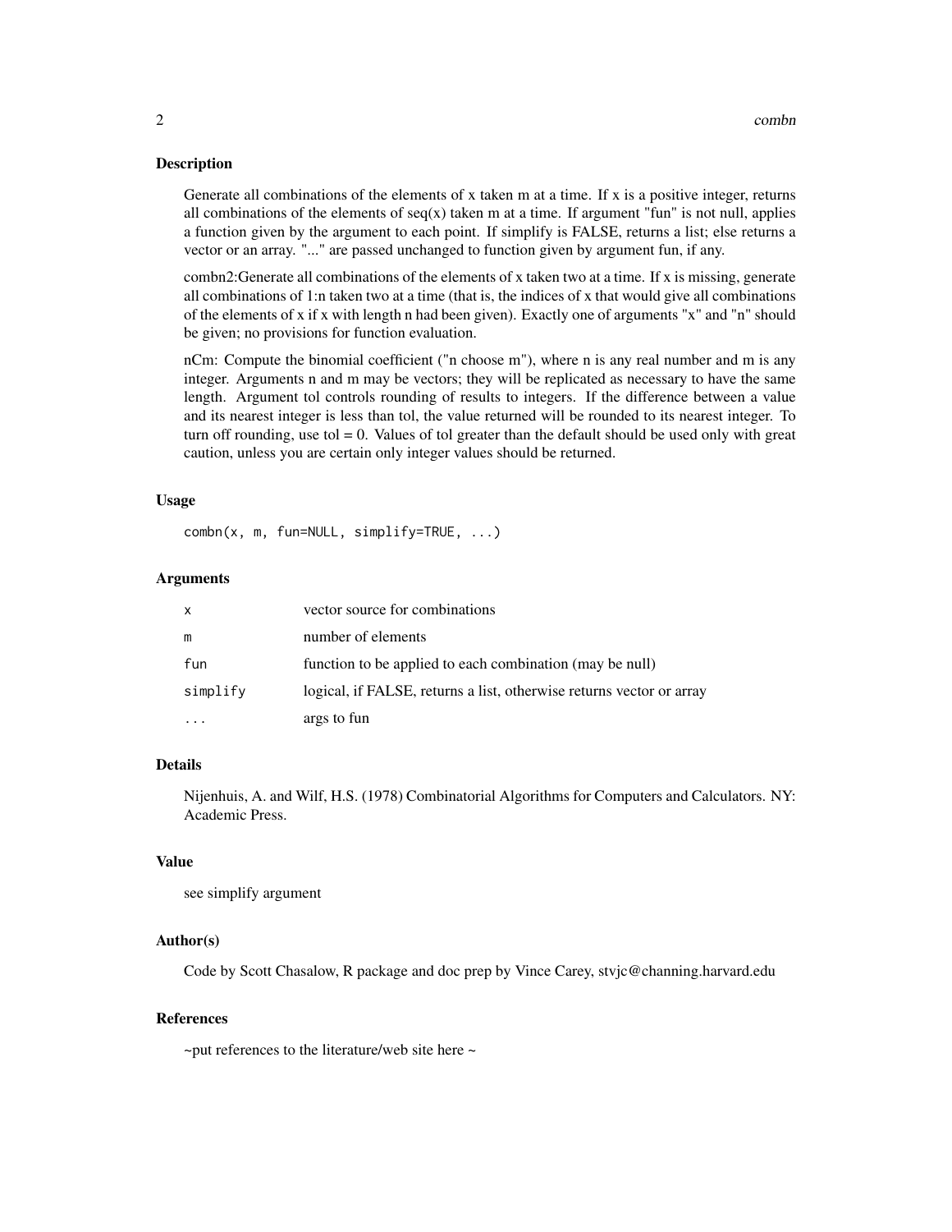### Description

Generate all combinations of the elements of x taken m at a time. If x is a positive integer, returns all combinations of the elements of seq(x) taken m at a time. If argument "fun" is not null, applies a function given by the argument to each point. If simplify is FALSE, returns a list; else returns a vector or an array. "..." are passed unchanged to function given by argument fun, if any.

combn2:Generate all combinations of the elements of x taken two at a time. If x is missing, generate all combinations of 1:n taken two at a time (that is, the indices of x that would give all combinations of the elements of x if x with length n had been given). Exactly one of arguments "x" and "n" should be given; no provisions for function evaluation.

nCm: Compute the binomial coefficient ("n choose m"), where n is any real number and m is any integer. Arguments n and m may be vectors; they will be replicated as necessary to have the same length. Argument tol controls rounding of results to integers. If the difference between a value and its nearest integer is less than tol, the value returned will be rounded to its nearest integer. To turn off rounding, use tol = 0. Values of tol greater than the default should be used only with great caution, unless you are certain only integer values should be returned.

### Usage

```
combn(x, m, fun=NULL, simplify=TRUE, ...)
```

### Arguments

| | |
|---|---|
| `x` | vector source for combinations |
| `m` | number of elements |
| `fun` | function to be applied to each combination (may be null) |
| `simplify` | logical, if FALSE, returns a list, otherwise returns vector or array |
| `...` | args to fun |

### Details

Nijenhuis, A. and Wilf, H.S. (1978) Combinatorial Algorithms for Computers and Calculators. NY: Academic Press.

### Value

see simplify argument

### Author(s)

Code by Scott Chasalow, R package and doc prep by Vince Carey, stvjc@channing.harvard.edu

### References

~put references to the literature/web site here ~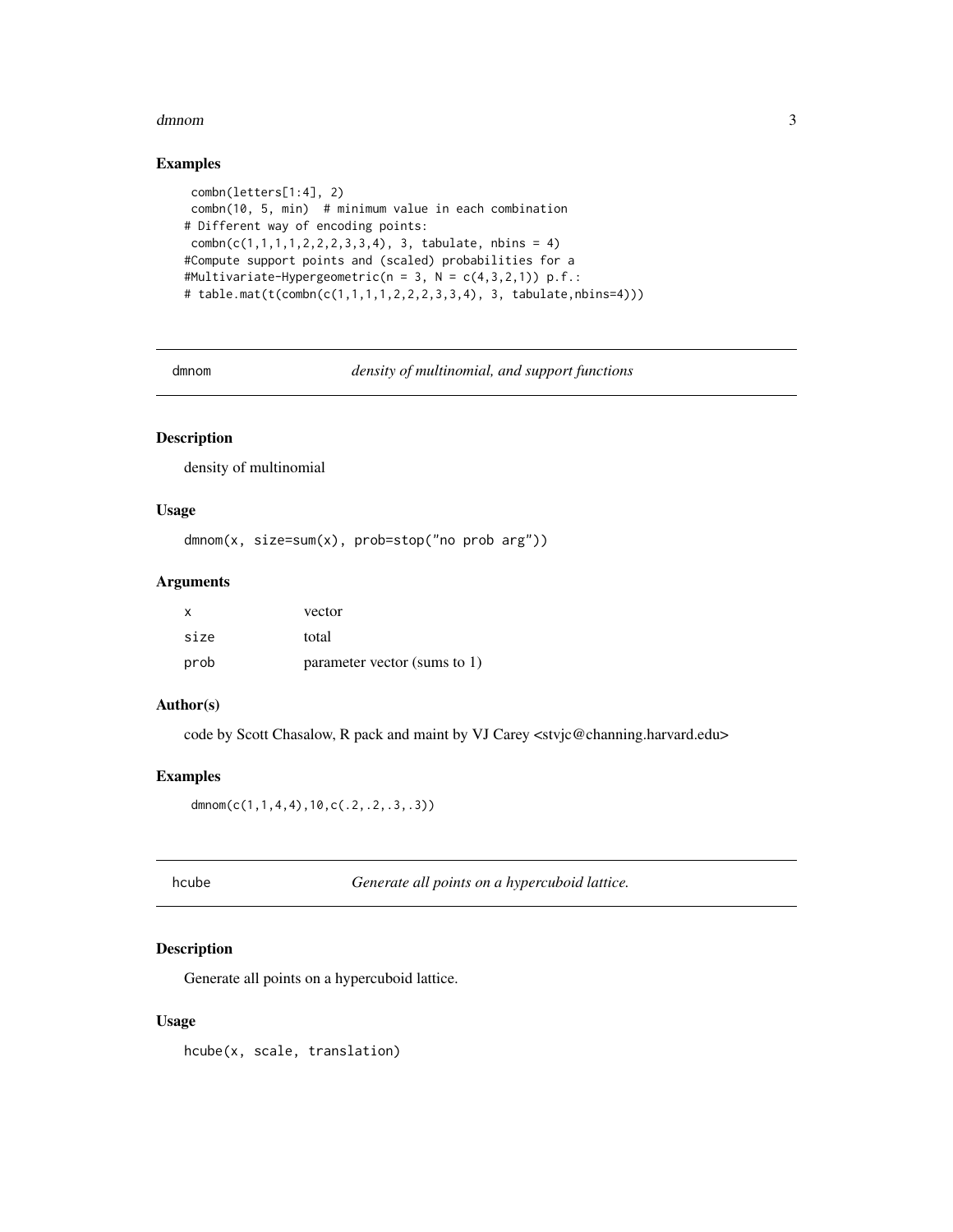### Examples

```
 combn(letters[1:4], 2)
 combn(10, 5, min)  # minimum value in each combination
# Different way of encoding points:
 combn(c(1,1,1,1,2,2,2,3,3,4), 3, tabulate, nbins = 4)
#Compute support points and (scaled) probabilities for a
#Multivariate-Hypergeometric(n = 3, N = c(4,3,2,1)) p.f.:
# table.mat(t(combn(c(1,1,1,1,2,2,2,3,3,4), 3, tabulate,nbins=4)))
```

---

## dmnom — *density of multinomial, and support functions*

### Description

density of multinomial

### Usage

```
dmnom(x, size=sum(x), prob=stop("no prob arg"))
```

### Arguments

| | |
|---|---|
| x | vector |
| size | total |
| prob | parameter vector (sums to 1) |

### Author(s)

code by Scott Chasalow, R pack and maint by VJ Carey <stvjc@channing.harvard.edu>

### Examples

```
 dmnom(c(1,1,4,4),10,c(.2,.2,.3,.3))
```

---

## hcube — *Generate all points on a hypercuboid lattice.*

### Description

Generate all points on a hypercuboid lattice.

### Usage

```
hcube(x, scale, translation)
```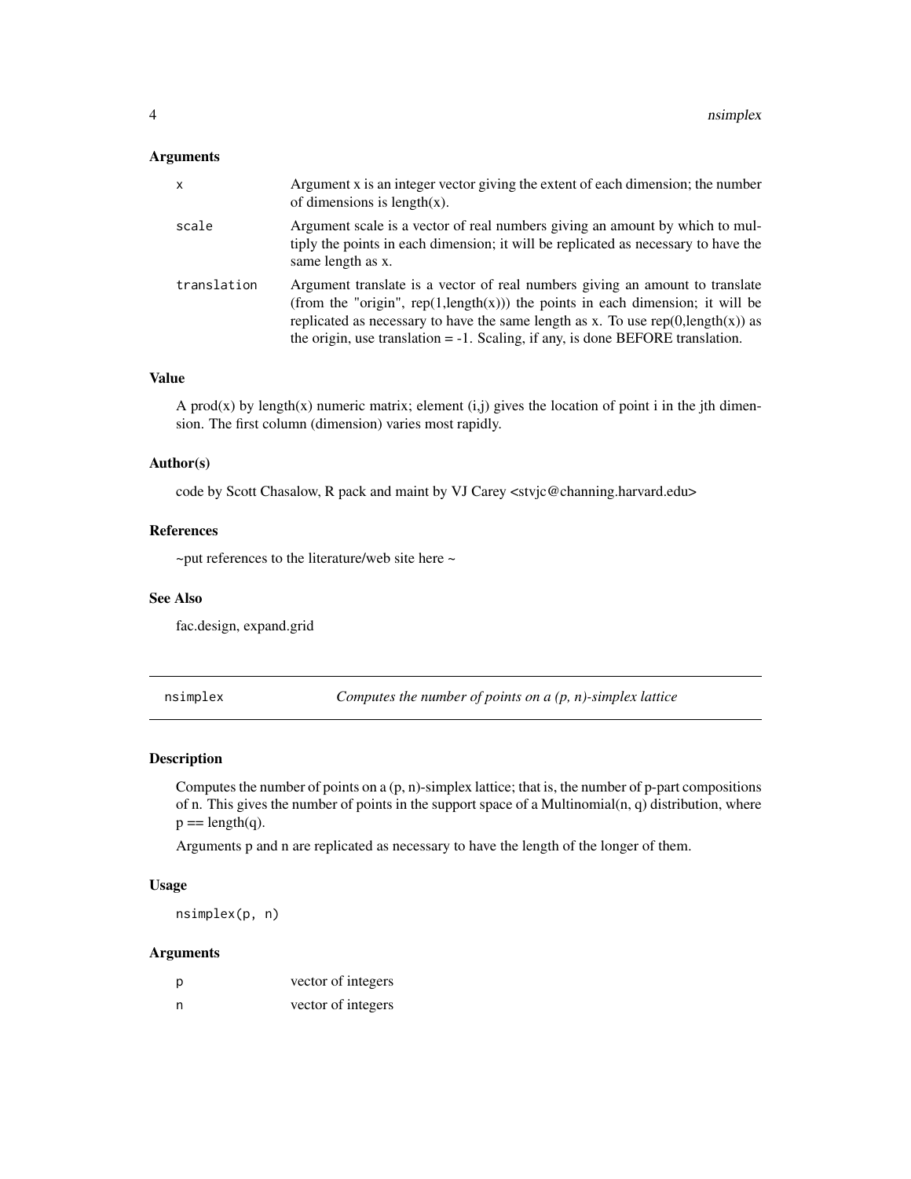### Arguments

| | |
|---|---|
| `x` | Argument x is an integer vector giving the extent of each dimension; the number of dimensions is length(x). |
| `scale` | Argument scale is a vector of real numbers giving an amount by which to multiply the points in each dimension; it will be replicated as necessary to have the same length as x. |
| `translation` | Argument translate is a vector of real numbers giving an amount to translate (from the "origin", rep(1,length(x))) the points in each dimension; it will be replicated as necessary to have the same length as x. To use rep(0,length(x)) as the origin, use translation = -1. Scaling, if any, is done BEFORE translation. |

### Value

A prod(x) by length(x) numeric matrix; element (i,j) gives the location of point i in the jth dimension. The first column (dimension) varies most rapidly.

### Author(s)

code by Scott Chasalow, R pack and maint by VJ Carey <stvjc@channing.harvard.edu>

### References

~put references to the literature/web site here ~

### See Also

fac.design, expand.grid

---

## nsimplex — *Computes the number of points on a (p, n)-simplex lattice*

### Description

Computes the number of points on a (p, n)-simplex lattice; that is, the number of p-part compositions of n. This gives the number of points in the support space of a Multinomial(n, q) distribution, where p == length(q).

Arguments p and n are replicated as necessary to have the length of the longer of them.

### Usage

```
nsimplex(p, n)
```

### Arguments

| | |
|---|---|
| `p` | vector of integers |
| `n` | vector of integers |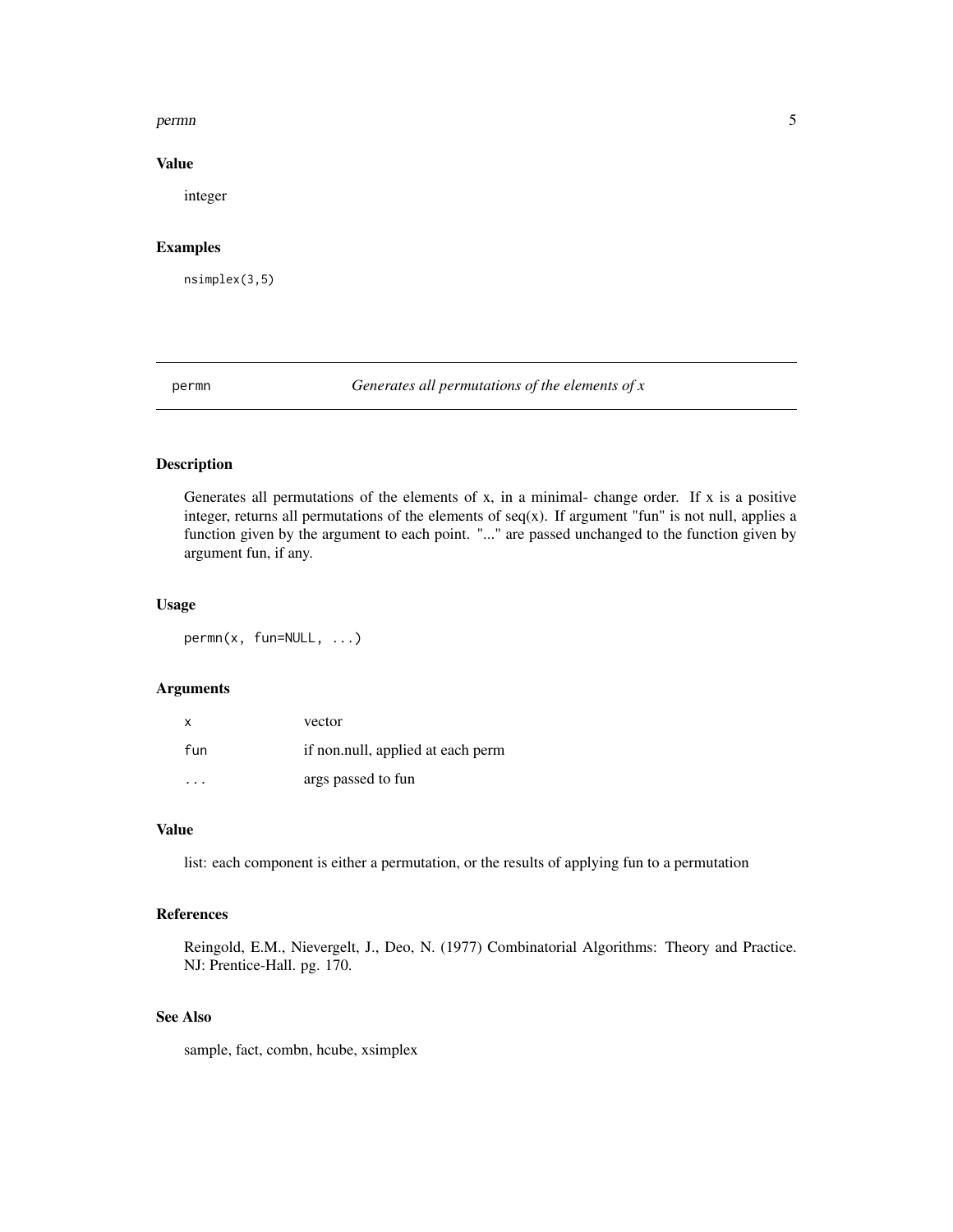### Value

integer

### Examples

```
nsimplex(3,5)
```

---

## permn — *Generates all permutations of the elements of x*

### Description

Generates all permutations of the elements of x, in a minimal- change order. If x is a positive integer, returns all permutations of the elements of seq(x). If argument "fun" is not null, applies a function given by the argument to each point. "..." are passed unchanged to the function given by argument fun, if any.

### Usage

```
permn(x, fun=NULL, ...)
```

### Arguments

| | |
|---|---|
| `x` | vector |
| `fun` | if non.null, applied at each perm |
| `...` | args passed to fun |

### Value

list: each component is either a permutation, or the results of applying fun to a permutation

### References

Reingold, E.M., Nievergelt, J., Deo, N. (1977) Combinatorial Algorithms: Theory and Practice. NJ: Prentice-Hall. pg. 170.

### See Also

sample, fact, combn, hcube, xsimplex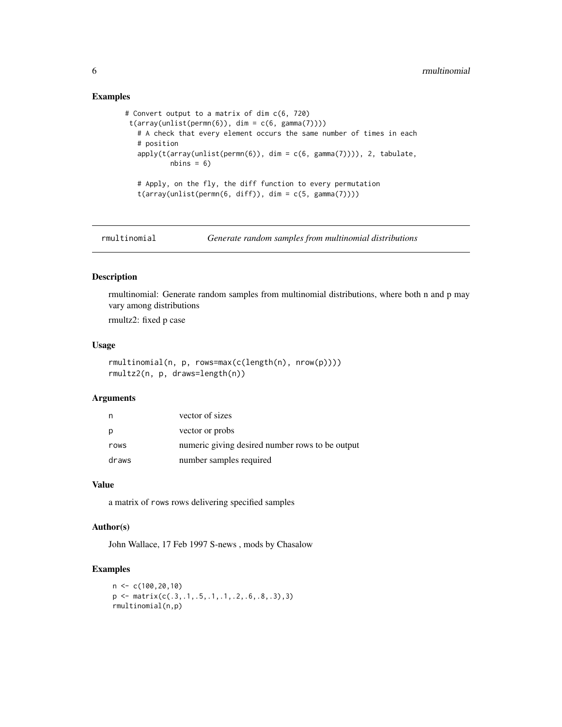### Examples

```
# Convert output to a matrix of dim c(6, 720)
 t(array(unlist(permn(6)), dim = c(6, gamma(7))))
   # A check that every element occurs the same number of times in each
   # position
   apply(t(array(unlist(permn(6)), dim = c(6, gamma(7)))), 2, tabulate,
          nbins = 6)

   # Apply, on the fly, the diff function to every permutation
   t(array(unlist(permn(6, diff)), dim = c(5, gamma(7))))
```

---

## rmultinomial — *Generate random samples from multinomial distributions*

### Description

rmultinomial: Generate random samples from multinomial distributions, where both n and p may vary among distributions

rmultz2: fixed p case

### Usage

```
rmultinomial(n, p, rows=max(c(length(n), nrow(p))))
rmultz2(n, p, draws=length(n))
```

### Arguments

| | |
|---|---|
| n | vector of sizes |
| p | vector or probs |
| rows | numeric giving desired number rows to be output |
| draws | number samples required |

### Value

a matrix of rows rows delivering specified samples

### Author(s)

John Wallace, 17 Feb 1997 S-news , mods by Chasalow

### Examples

```
n <- c(100,20,10)
p <- matrix(c(.3,.1,.5,.1,.1,.2,.6,.8,.3),3)
rmultinomial(n,p)
```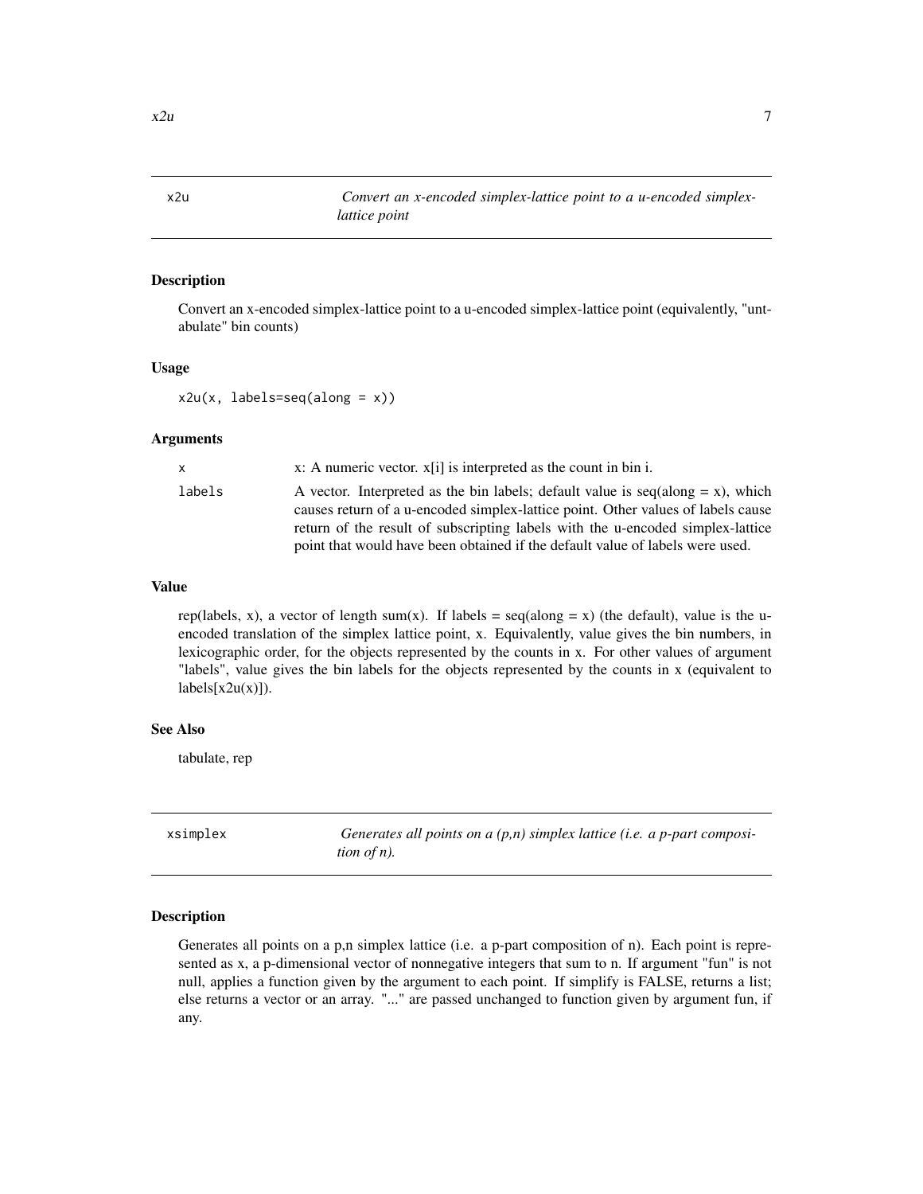## x2u — *Convert an x-encoded simplex-lattice point to a u-encoded simplex-lattice point*

### Description

Convert an x-encoded simplex-lattice point to a u-encoded simplex-lattice point (equivalently, "untabulate" bin counts)

### Usage

```
x2u(x, labels=seq(along = x))
```

### Arguments

| | |
|---|---|
| `x` | x: A numeric vector. x[i] is interpreted as the count in bin i. |
| `labels` | A vector. Interpreted as the bin labels; default value is seq(along = x), which causes return of a u-encoded simplex-lattice point. Other values of labels cause return of the result of subscripting labels with the u-encoded simplex-lattice point that would have been obtained if the default value of labels were used. |

### Value

rep(labels, x), a vector of length sum(x). If labels = seq(along = x) (the default), value is the u-encoded translation of the simplex lattice point, x. Equivalently, value gives the bin numbers, in lexicographic order, for the objects represented by the counts in x. For other values of argument "labels", value gives the bin labels for the objects represented by the counts in x (equivalent to labels[x2u(x)]).

### See Also

tabulate, rep

## xsimplex — *Generates all points on a (p,n) simplex lattice (i.e. a p-part composition of n).*

### Description

Generates all points on a p,n simplex lattice (i.e. a p-part composition of n). Each point is represented as x, a p-dimensional vector of nonnegative integers that sum to n. If argument "fun" is not null, applies a function given by the argument to each point. If simplify is FALSE, returns a list; else returns a vector or an array. "..." are passed unchanged to function given by argument fun, if any.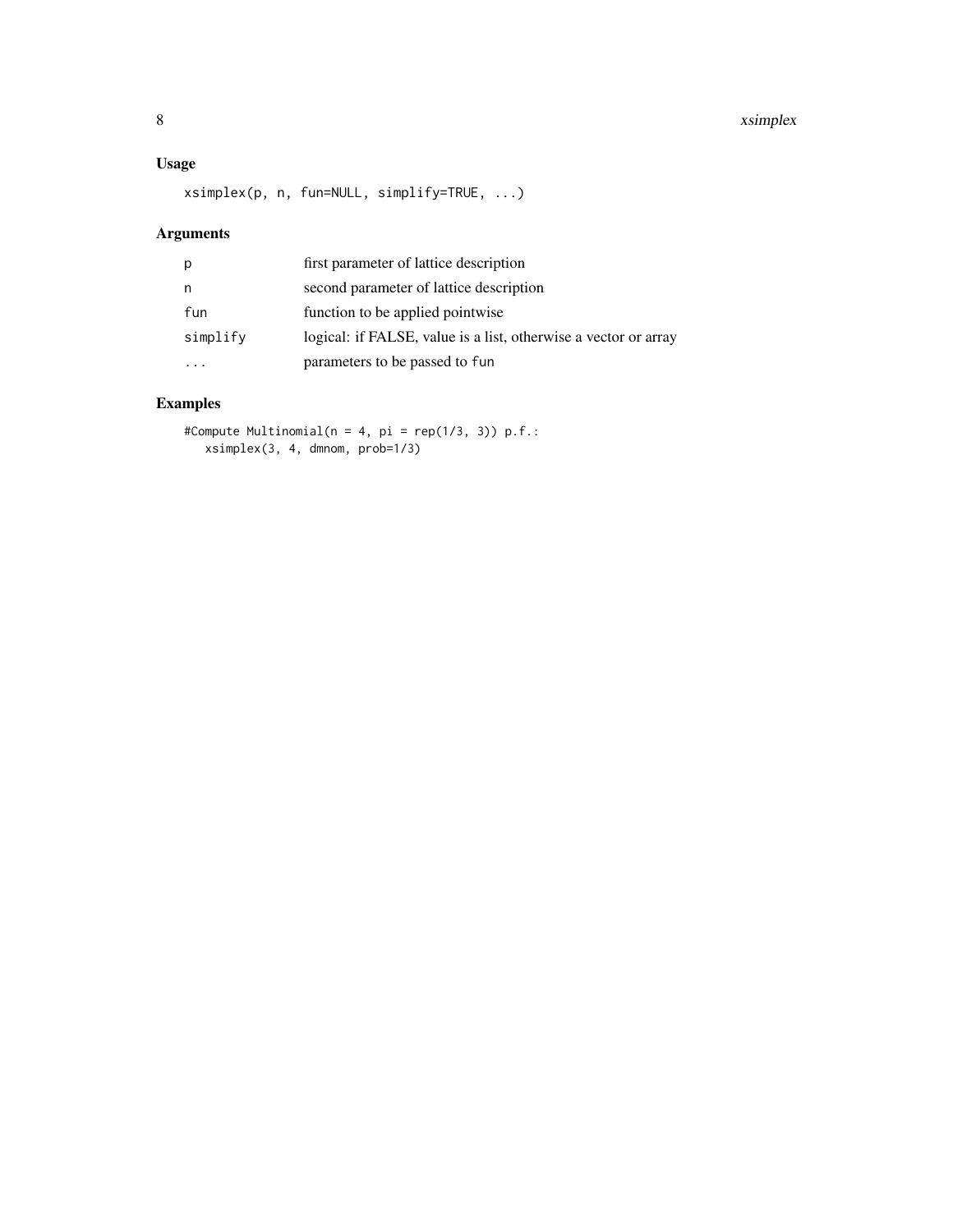## Usage

```
xsimplex(p, n, fun=NULL, simplify=TRUE, ...)
```

## Arguments

| | |
|---|---|
| p | first parameter of lattice description |
| n | second parameter of lattice description |
| fun | function to be applied pointwise |
| simplify | logical: if FALSE, value is a list, otherwise a vector or array |
| ... | parameters to be passed to fun |

## Examples

```
#Compute Multinomial(n = 4, pi = rep(1/3, 3)) p.f.:
   xsimplex(3, 4, dmnom, prob=1/3)
```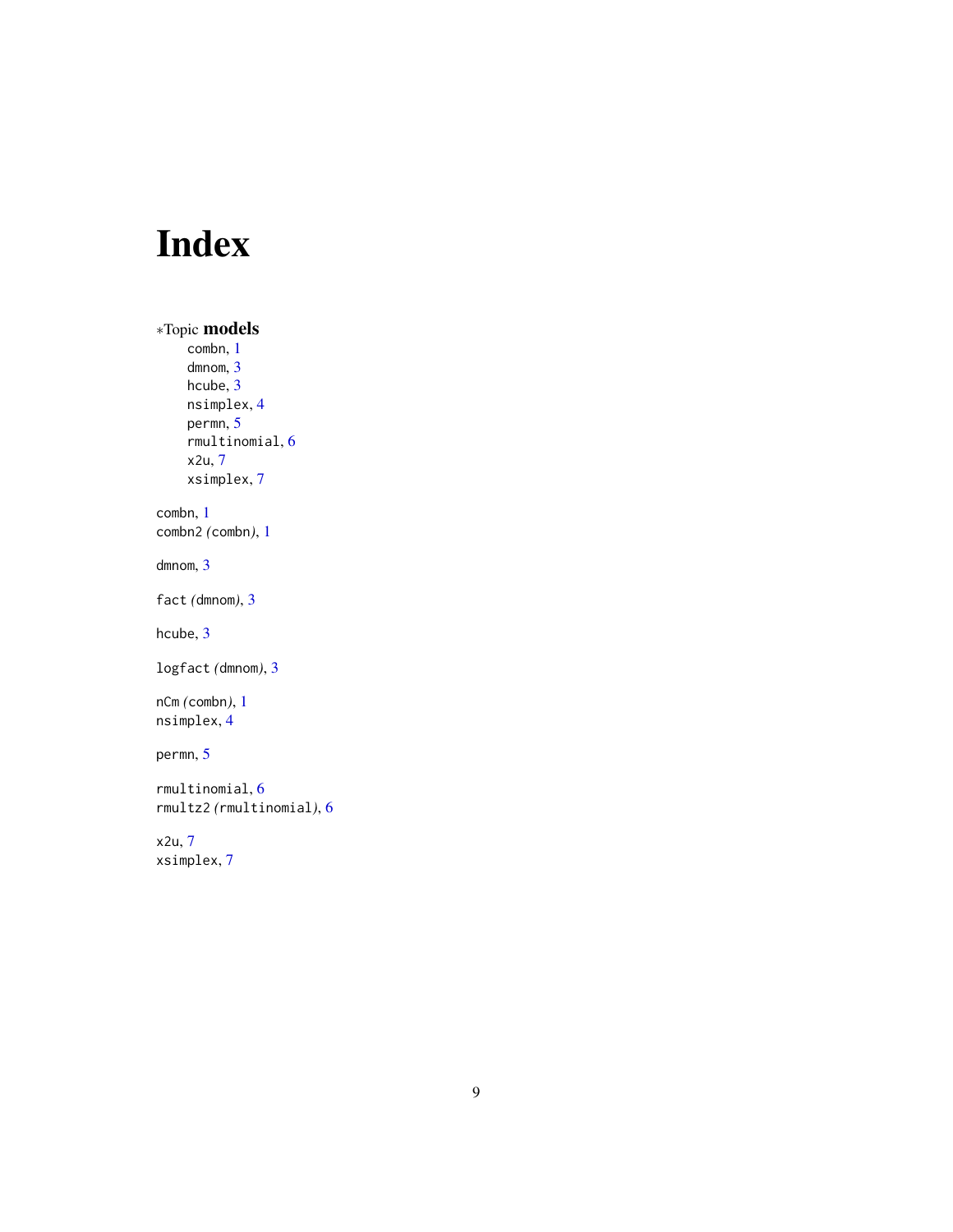# Index

*Topic **models**

- combn, 1
- dmnom, 3
- hcube, 3
- nsimplex, 4
- permn, 5
- rmultinomial, 6
- x2u, 7
- xsimplex, 7

combn, 1
combn2 *(*combn*)*, 1

dmnom, 3

fact *(*dmnom*)*, 3

hcube, 3

logfact *(*dmnom*)*, 3

nCm *(*combn*)*, 1
nsimplex, 4

permn, 5

rmultinomial, 6
rmultz2 *(*rmultinomial*)*, 6

x2u, 7
xsimplex, 7